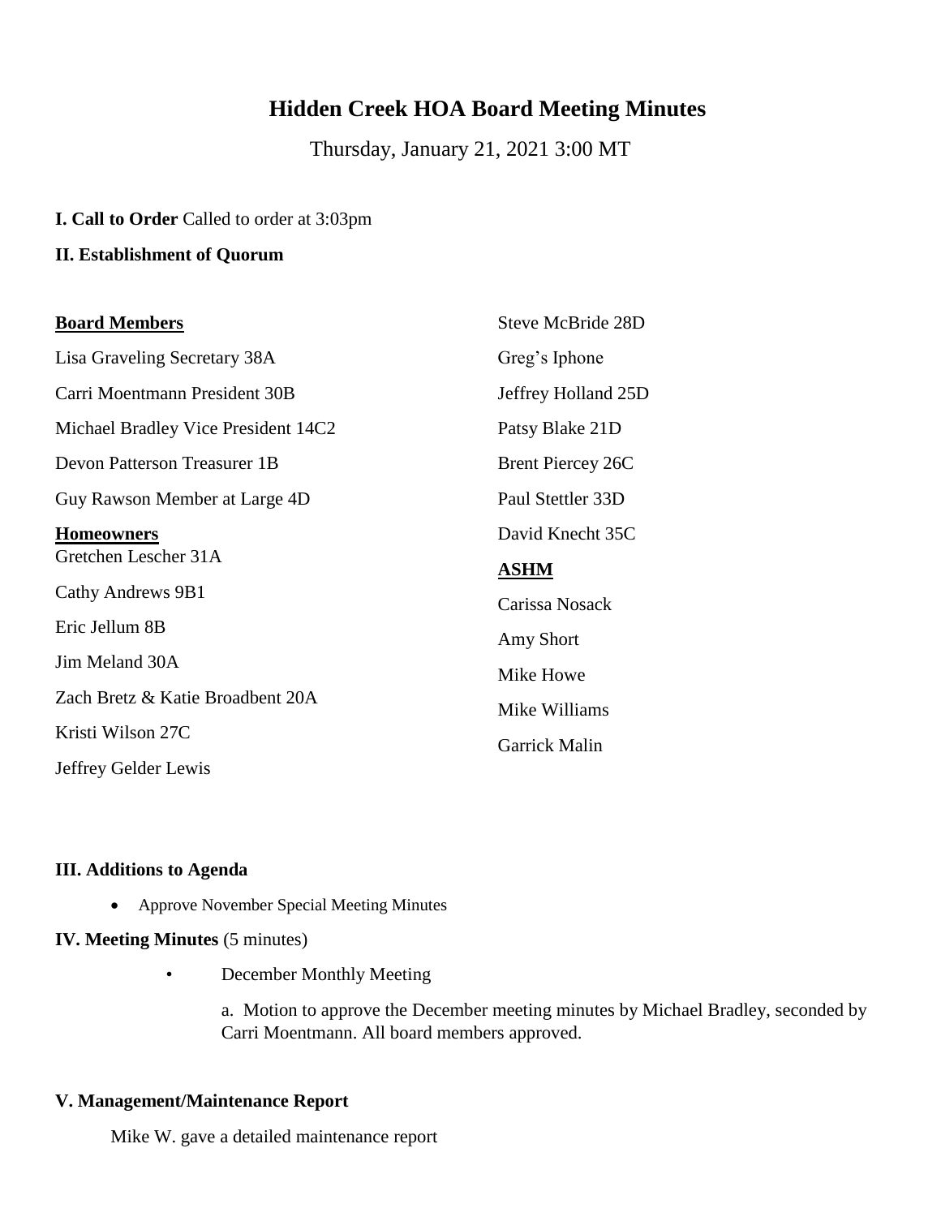# Hidden Creek HOA Board Meeting Minutes

Thursday, January 21, 2021 3:00 MT

**I. Call to Order** Called to order at 3:03pm

**II. Establishment of Quorum**

**Board Members**

Lisa Graveling Secretary 38A

Carri Moentmann President 30B

Michael Bradley Vice President 14C2

Devon Patterson Treasurer 1B

Guy Rawson Member at Large 4D

**Homeowners**

Gretchen Lescher 31A

Cathy Andrews 9B1

Eric Jellum 8B

Jim Meland 30A

Zach Bretz & Katie Broadbent 20A

Kristi Wilson 27C

Jeffrey Gelder Lewis

Steve McBride 28D

Greg's Iphone

Jeffrey Holland 25D

Patsy Blake 21D

Brent Piercey 26C

Paul Stettler 33D

David Knecht 35C

**ASHM**

Carissa Nosack

Amy Short

Mike Howe

Mike Williams

Garrick Malin

**III. Additions to Agenda**

- Approve November Special Meeting Minutes

**IV. Meeting Minutes** (5 minutes)

- December Monthly Meeting

  a. Motion to approve the December meeting minutes by Michael Bradley, seconded by Carri Moentmann. All board members approved.

**V. Management/Maintenance Report**

Mike W. gave a detailed maintenance report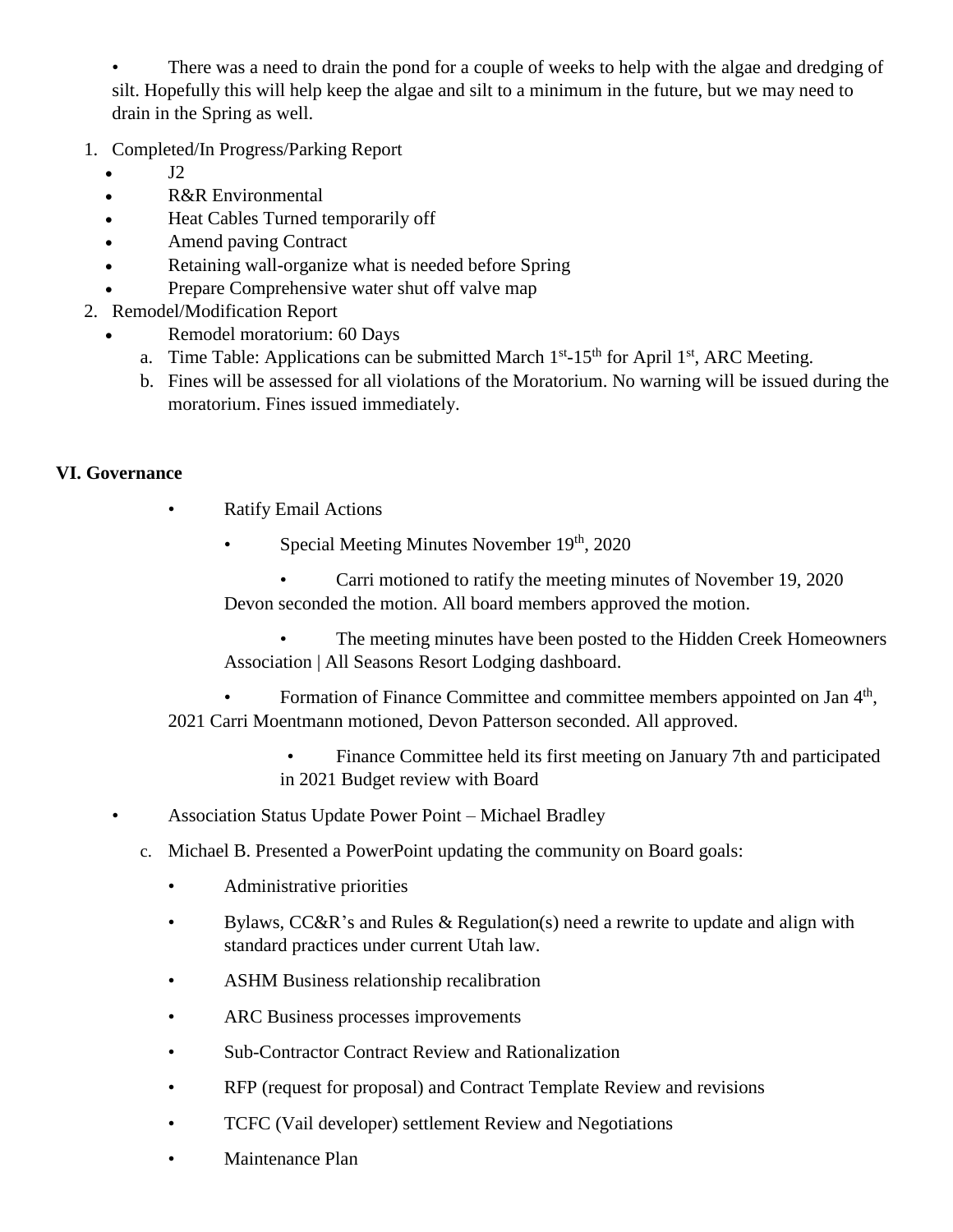- There was a need to drain the pond for a couple of weeks to help with the algae and dredging of silt. Hopefully this will help keep the algae and silt to a minimum in the future, but we may need to drain in the Spring as well.

1. Completed/In Progress/Parking Report
   - J2
   - R&R Environmental
   - Heat Cables Turned temporarily off
   - Amend paving Contract
   - Retaining wall-organize what is needed before Spring
   - Prepare Comprehensive water shut off valve map
2. Remodel/Modification Report
   - Remodel moratorium: 60 Days
     a. Time Table: Applications can be submitted March 1st-15th for April 1st, ARC Meeting.
     b. Fines will be assessed for all violations of the Moratorium. No warning will be issued during the moratorium. Fines issued immediately.

**VI. Governance**

- Ratify Email Actions
  - Special Meeting Minutes November 19th, 2020
    - Carri motioned to ratify the meeting minutes of November 19, 2020 Devon seconded the motion. All board members approved the motion.
    - The meeting minutes have been posted to the Hidden Creek Homeowners Association | All Seasons Resort Lodging dashboard.
  - Formation of Finance Committee and committee members appointed on Jan 4th, 2021 Carri Moentmann motioned, Devon Patterson seconded. All approved.
    - Finance Committee held its first meeting on January 7th and participated in 2021 Budget review with Board
- Association Status Update Power Point – Michael Bradley
  c. Michael B. Presented a PowerPoint updating the community on Board goals:
  - Administrative priorities
  - Bylaws, CC&R's and Rules & Regulation(s) need a rewrite to update and align with standard practices under current Utah law.
  - ASHM Business relationship recalibration
  - ARC Business processes improvements
  - Sub-Contractor Contract Review and Rationalization
  - RFP (request for proposal) and Contract Template Review and revisions
  - TCFC (Vail developer) settlement Review and Negotiations
  - Maintenance Plan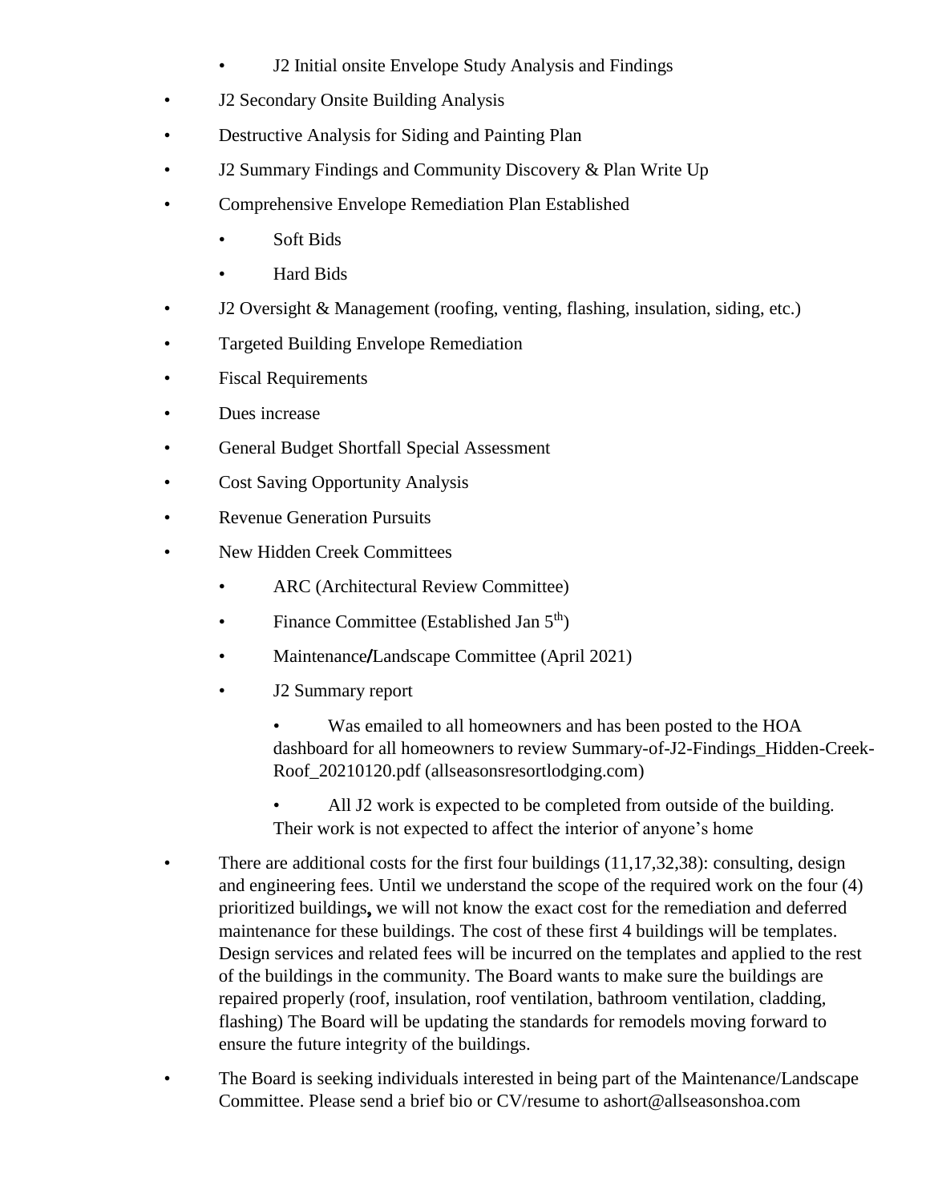- J2 Initial onsite Envelope Study Analysis and Findings
- J2 Secondary Onsite Building Analysis
- Destructive Analysis for Siding and Painting Plan
- J2 Summary Findings and Community Discovery & Plan Write Up
- Comprehensive Envelope Remediation Plan Established
  - Soft Bids
  - Hard Bids
- J2 Oversight & Management (roofing, venting, flashing, insulation, siding, etc.)
- Targeted Building Envelope Remediation
- Fiscal Requirements
- Dues increase
- General Budget Shortfall Special Assessment
- Cost Saving Opportunity Analysis
- Revenue Generation Pursuits
- New Hidden Creek Committees
  - ARC (Architectural Review Committee)
  - Finance Committee (Established Jan 5th)
  - Maintenance/Landscape Committee (April 2021)
  - J2 Summary report
    - Was emailed to all homeowners and has been posted to the HOA dashboard for all homeowners to review Summary-of-J2-Findings_Hidden-Creek-Roof_20210120.pdf (allseasonsresortlodging.com)
    - All J2 work is expected to be completed from outside of the building. Their work is not expected to affect the interior of anyone's home
- There are additional costs for the first four buildings (11,17,32,38): consulting, design and engineering fees. Until we understand the scope of the required work on the four (4) prioritized buildings, we will not know the exact cost for the remediation and deferred maintenance for these buildings. The cost of these first 4 buildings will be templates. Design services and related fees will be incurred on the templates and applied to the rest of the buildings in the community. The Board wants to make sure the buildings are repaired properly (roof, insulation, roof ventilation, bathroom ventilation, cladding, flashing) The Board will be updating the standards for remodels moving forward to ensure the future integrity of the buildings.
- The Board is seeking individuals interested in being part of the Maintenance/Landscape Committee. Please send a brief bio or CV/resume to ashort@allseasonshoa.com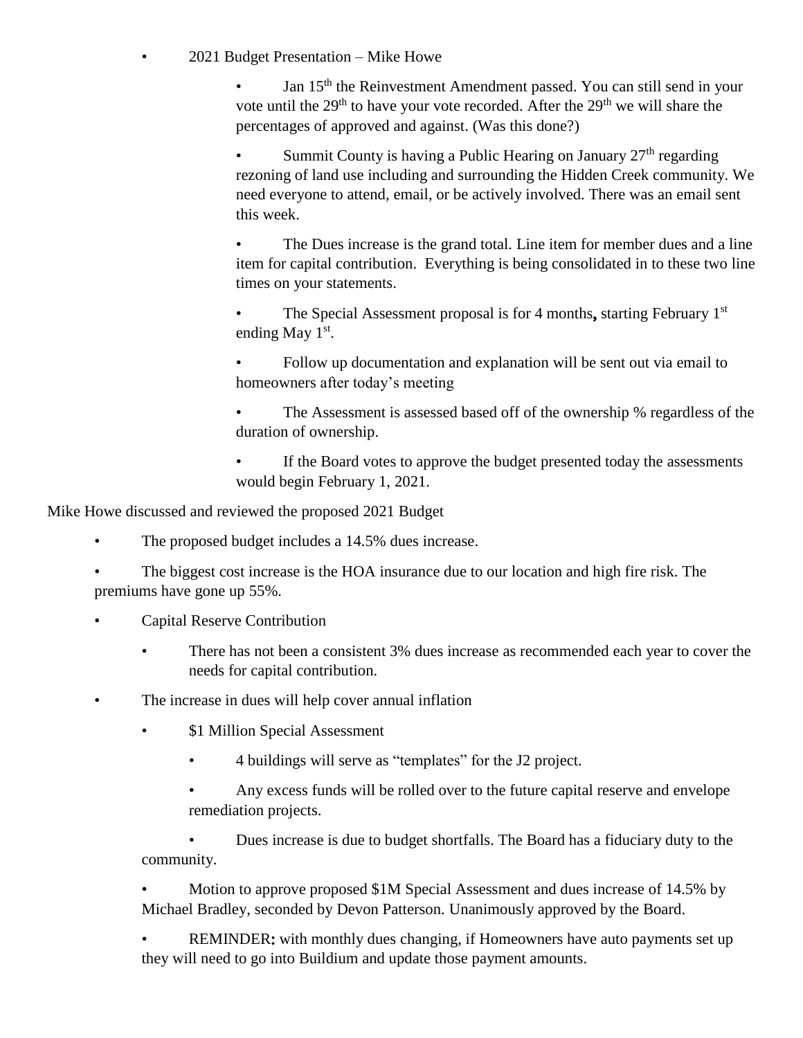- 2021 Budget Presentation – Mike Howe
  - Jan 15th the Reinvestment Amendment passed. You can still send in your vote until the 29th to have your vote recorded. After the 29th we will share the percentages of approved and against. (Was this done?)
  - Summit County is having a Public Hearing on January 27th regarding rezoning of land use including and surrounding the Hidden Creek community. We need everyone to attend, email, or be actively involved. There was an email sent this week.
  - The Dues increase is the grand total. Line item for member dues and a line item for capital contribution. Everything is being consolidated in to these two line times on your statements.
  - The Special Assessment proposal is for 4 months**,** starting February 1st ending May 1st.
  - Follow up documentation and explanation will be sent out via email to homeowners after today's meeting
  - The Assessment is assessed based off of the ownership % regardless of the duration of ownership.
  - If the Board votes to approve the budget presented today the assessments would begin February 1, 2021.

Mike Howe discussed and reviewed the proposed 2021 Budget

- The proposed budget includes a 14.5% dues increase.
- The biggest cost increase is the HOA insurance due to our location and high fire risk. The premiums have gone up 55%.
- Capital Reserve Contribution
  - There has not been a consistent 3% dues increase as recommended each year to cover the needs for capital contribution.
- The increase in dues will help cover annual inflation
  - $1 Million Special Assessment
    - 4 buildings will serve as "templates" for the J2 project.
    - Any excess funds will be rolled over to the future capital reserve and envelope remediation projects.
    - Dues increase is due to budget shortfalls. The Board has a fiduciary duty to the community.
  - Motion to approve proposed $1M Special Assessment and dues increase of 14.5% by Michael Bradley, seconded by Devon Patterson. Unanimously approved by the Board.
  - REMINDER**:** with monthly dues changing, if Homeowners have auto payments set up they will need to go into Buildium and update those payment amounts.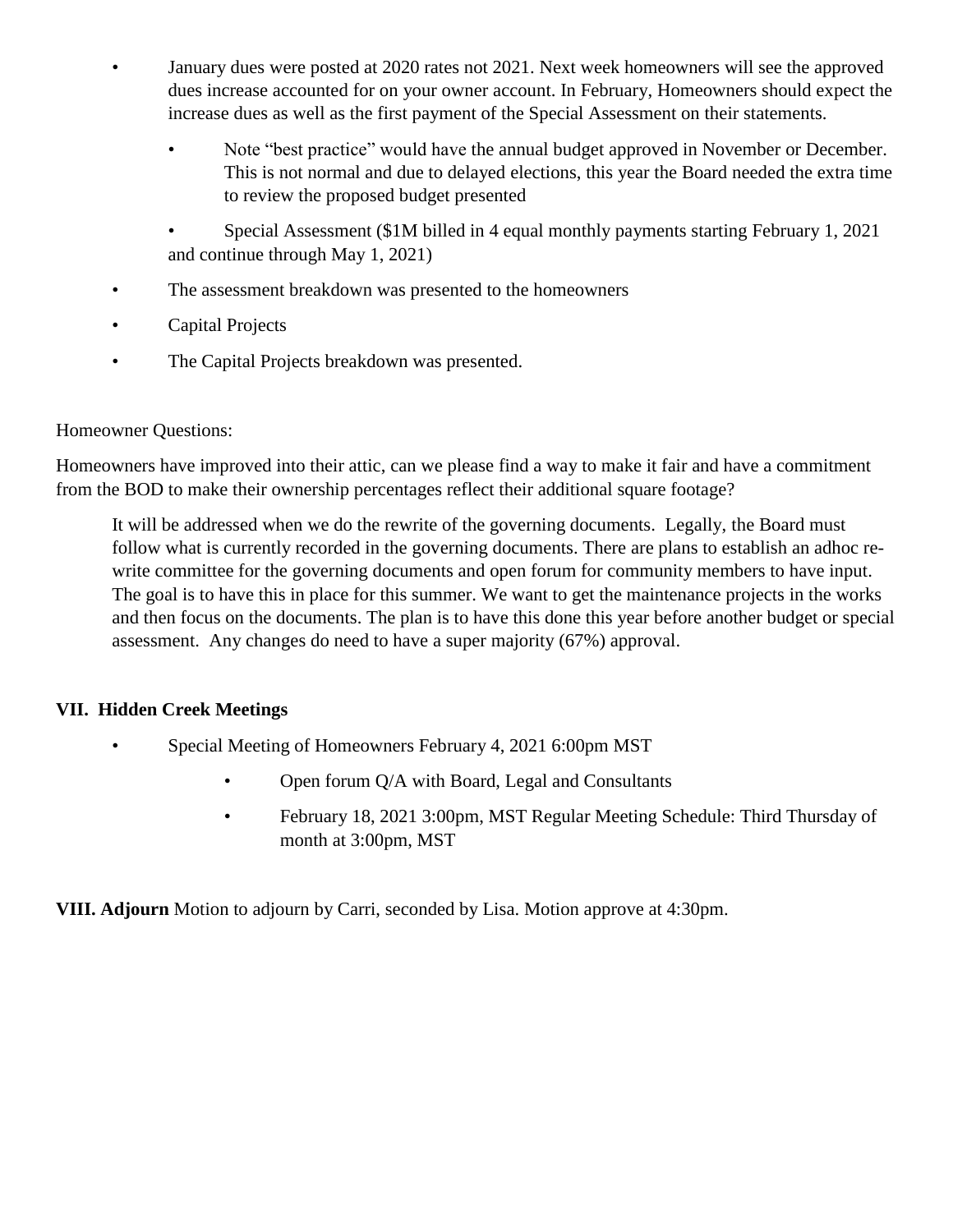- January dues were posted at 2020 rates not 2021. Next week homeowners will see the approved dues increase accounted for on your owner account. In February, Homeowners should expect the increase dues as well as the first payment of the Special Assessment on their statements.
  - Note "best practice" would have the annual budget approved in November or December. This is not normal and due to delayed elections, this year the Board needed the extra time to review the proposed budget presented
  - Special Assessment ($1M billed in 4 equal monthly payments starting February 1, 2021 and continue through May 1, 2021)
- The assessment breakdown was presented to the homeowners
- Capital Projects
- The Capital Projects breakdown was presented.

Homeowner Questions:

Homeowners have improved into their attic, can we please find a way to make it fair and have a commitment from the BOD to make their ownership percentages reflect their additional square footage?

> It will be addressed when we do the rewrite of the governing documents. Legally, the Board must follow what is currently recorded in the governing documents. There are plans to establish an adhoc re-write committee for the governing documents and open forum for community members to have input. The goal is to have this in place for this summer. We want to get the maintenance projects in the works and then focus on the documents. The plan is to have this done this year before another budget or special assessment. Any changes do need to have a super majority (67%) approval.

**VII. Hidden Creek Meetings**

- Special Meeting of Homeowners February 4, 2021 6:00pm MST
  - Open forum Q/A with Board, Legal and Consultants
  - February 18, 2021 3:00pm, MST Regular Meeting Schedule: Third Thursday of month at 3:00pm, MST

**VIII. Adjourn** Motion to adjourn by Carri, seconded by Lisa. Motion approve at 4:30pm.